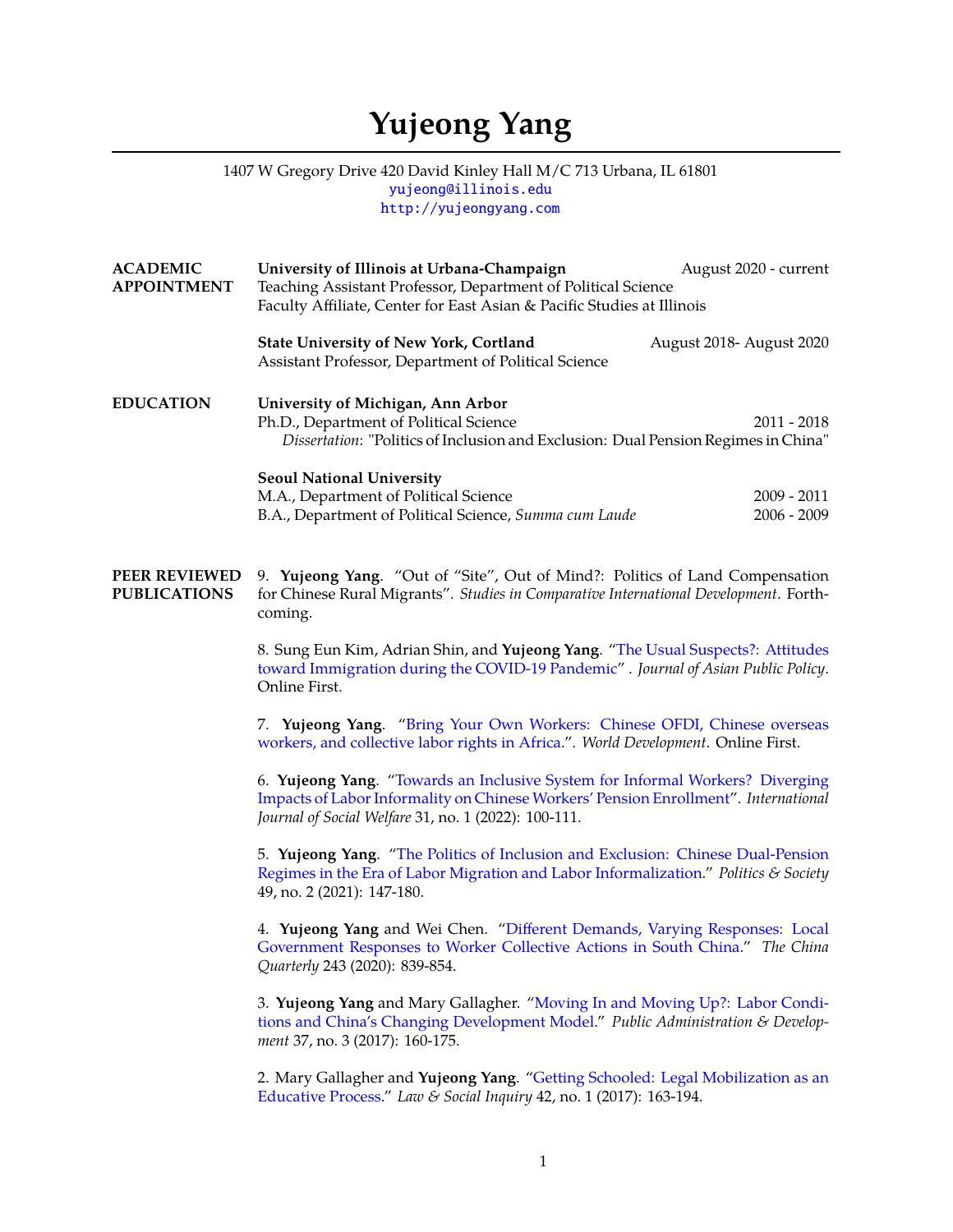# Yujeong Yang

1407 W Gregory Drive 420 David Kinley Hall M/C 713 Urbana, IL 61801
yujeong@illinois.edu
http://yujeongyang.com

## ACADEMIC APPOINTMENT

**University of Illinois at Urbana-Champaign** August 2020 - current
Teaching Assistant Professor, Department of Political Science
Faculty Affiliate, Center for East Asian & Pacific Studies at Illinois

**State University of New York, Cortland** August 2018- August 2020
Assistant Professor, Department of Political Science

## EDUCATION

**University of Michigan, Ann Arbor**
Ph.D., Department of Political Science 2011 - 2018
*Dissertation*: "Politics of Inclusion and Exclusion: Dual Pension Regimes in China"

**Seoul National University**
M.A., Department of Political Science 2009 - 2011
B.A., Department of Political Science, *Summa cum Laude* 2006 - 2009

## PEER REVIEWED PUBLICATIONS

9. **Yujeong Yang**. "Out of "Site", Out of Mind?: Politics of Land Compensation for Chinese Rural Migrants". *Studies in Comparative International Development*. Forthcoming.

8. Sung Eun Kim, Adrian Shin, and **Yujeong Yang**. "The Usual Suspects?: Attitudes toward Immigration during the COVID-19 Pandemic" . *Journal of Asian Public Policy*. Online First.

7. **Yujeong Yang**. "Bring Your Own Workers: Chinese OFDI, Chinese overseas workers, and collective labor rights in Africa.". *World Development*. Online First.

6. **Yujeong Yang**. "Towards an Inclusive System for Informal Workers? Diverging Impacts of Labor Informality on Chinese Workers' Pension Enrollment". *International Journal of Social Welfare* 31, no. 1 (2022): 100-111.

5. **Yujeong Yang**. "The Politics of Inclusion and Exclusion: Chinese Dual-Pension Regimes in the Era of Labor Migration and Labor Informalization." *Politics & Society* 49, no. 2 (2021): 147-180.

4. **Yujeong Yang** and Wei Chen. "Different Demands, Varying Responses: Local Government Responses to Worker Collective Actions in South China." *The China Quarterly* 243 (2020): 839-854.

3. **Yujeong Yang** and Mary Gallagher. "Moving In and Moving Up?: Labor Conditions and China's Changing Development Model." *Public Administration & Development* 37, no. 3 (2017): 160-175.

2. Mary Gallagher and **Yujeong Yang**. "Getting Schooled: Legal Mobilization as an Educative Process." *Law & Social Inquiry* 42, no. 1 (2017): 163-194.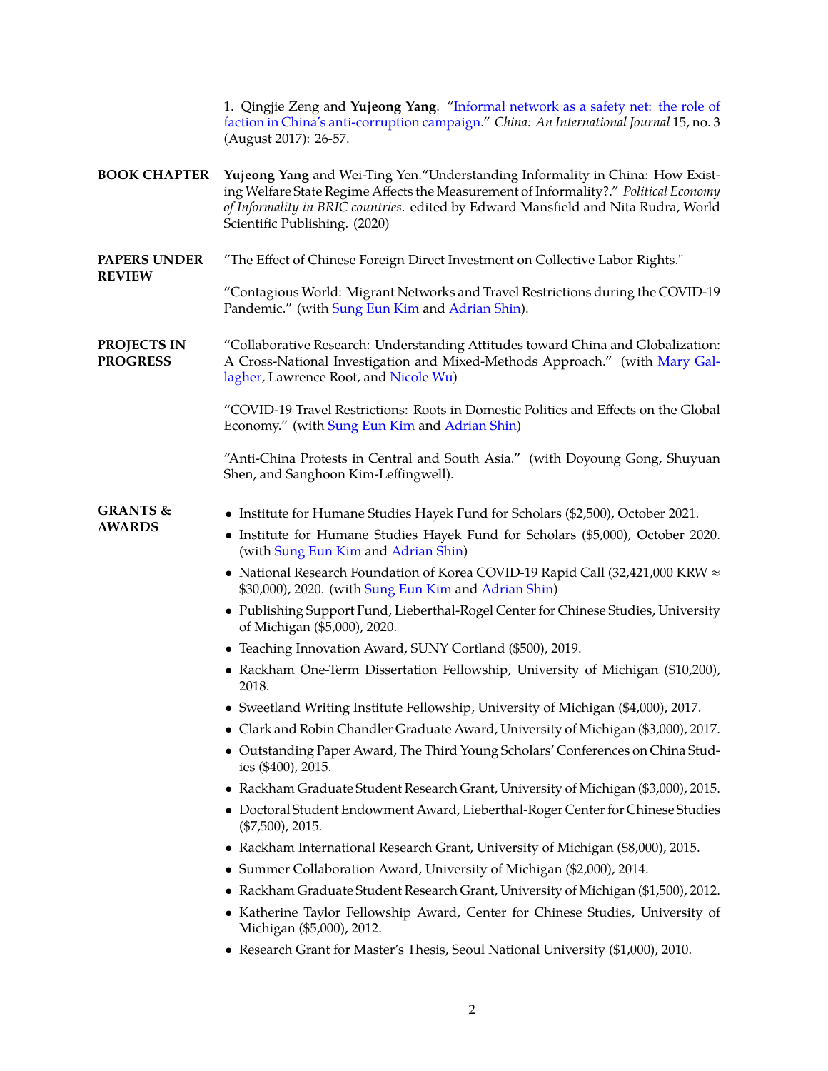1. Qingjie Zeng and **Yujeong Yang**. "Informal network as a safety net: the role of faction in China's anti-corruption campaign." *China: An International Journal* 15, no. 3 (August 2017): 26-57.

## BOOK CHAPTER

**Yujeong Yang** and Wei-Ting Yen."Understanding Informality in China: How Existing Welfare State Regime Affects the Measurement of Informality?." *Political Economy of Informality in BRIC countries*. edited by Edward Mansfield and Nita Rudra, World Scientific Publishing. (2020)

## PAPERS UNDER REVIEW

"The Effect of Chinese Foreign Direct Investment on Collective Labor Rights."

"Contagious World: Migrant Networks and Travel Restrictions during the COVID-19 Pandemic." (with Sung Eun Kim and Adrian Shin).

## PROJECTS IN PROGRESS

"Collaborative Research: Understanding Attitudes toward China and Globalization: A Cross-National Investigation and Mixed-Methods Approach." (with Mary Gallagher, Lawrence Root, and Nicole Wu)

"COVID-19 Travel Restrictions: Roots in Domestic Politics and Effects on the Global Economy." (with Sung Eun Kim and Adrian Shin)

"Anti-China Protests in Central and South Asia." (with Doyoung Gong, Shuyuan Shen, and Sanghoon Kim-Leffingwell).

## GRANTS & AWARDS

- Institute for Humane Studies Hayek Fund for Scholars ($2,500), October 2021.
- Institute for Humane Studies Hayek Fund for Scholars ($5,000), October 2020. (with Sung Eun Kim and Adrian Shin)
- National Research Foundation of Korea COVID-19 Rapid Call (32,421,000 KRW ≈ $30,000), 2020. (with Sung Eun Kim and Adrian Shin)
- Publishing Support Fund, Lieberthal-Rogel Center for Chinese Studies, University of Michigan ($5,000), 2020.
- Teaching Innovation Award, SUNY Cortland ($500), 2019.
- Rackham One-Term Dissertation Fellowship, University of Michigan ($10,200), 2018.
- Sweetland Writing Institute Fellowship, University of Michigan ($4,000), 2017.
- Clark and Robin Chandler Graduate Award, University of Michigan ($3,000), 2017.
- Outstanding Paper Award, The Third Young Scholars' Conferences on China Studies ($400), 2015.
- Rackham Graduate Student Research Grant, University of Michigan ($3,000), 2015.
- Doctoral Student Endowment Award, Lieberthal-Roger Center for Chinese Studies ($7,500), 2015.
- Rackham International Research Grant, University of Michigan ($8,000), 2015.
- Summer Collaboration Award, University of Michigan ($2,000), 2014.
- Rackham Graduate Student Research Grant, University of Michigan ($1,500), 2012.
- Katherine Taylor Fellowship Award, Center for Chinese Studies, University of Michigan ($5,000), 2012.
- Research Grant for Master's Thesis, Seoul National University ($1,000), 2010.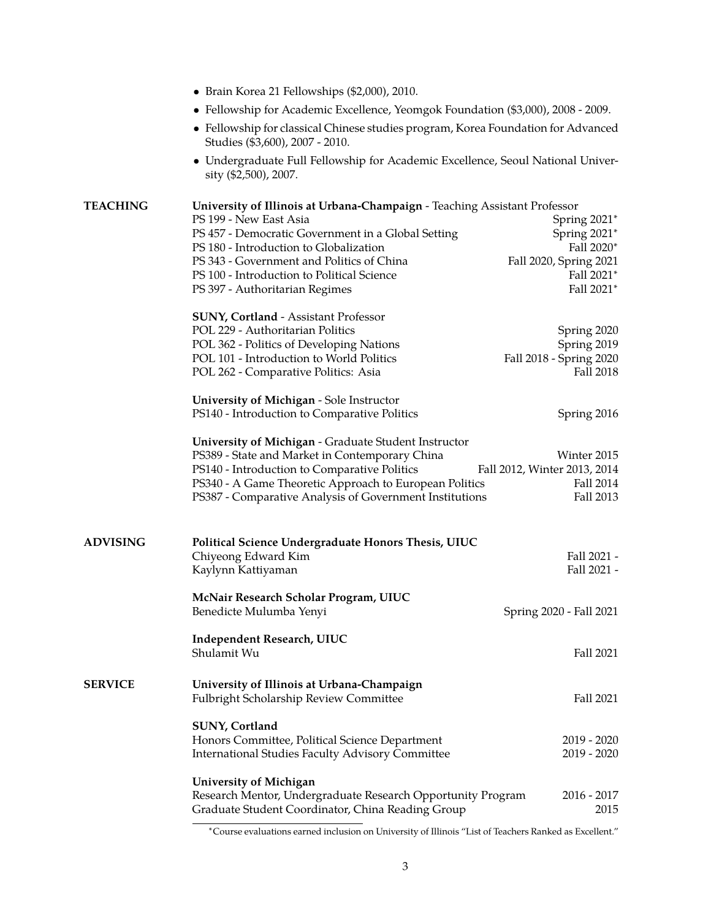- Brain Korea 21 Fellowships ($2,000), 2010.
- Fellowship for Academic Excellence, Yeomgok Foundation ($3,000), 2008 - 2009.
- Fellowship for classical Chinese studies program, Korea Foundation for Advanced Studies ($3,600), 2007 - 2010.
- Undergraduate Full Fellowship for Academic Excellence, Seoul National University ($2,500), 2007.

## TEACHING

**University of Illinois at Urbana-Champaign** - Teaching Assistant Professor

| | |
|---|---|
| PS 199 - New East Asia | Spring 2021* |
| PS 457 - Democratic Government in a Global Setting | Spring 2021* |
| PS 180 - Introduction to Globalization | Fall 2020* |
| PS 343 - Government and Politics of China | Fall 2020, Spring 2021 |
| PS 100 - Introduction to Political Science | Fall 2021* |
| PS 397 - Authoritarian Regimes | Fall 2021* |

**SUNY, Cortland** - Assistant Professor

| | |
|---|---|
| POL 229 - Authoritarian Politics | Spring 2020 |
| POL 362 - Politics of Developing Nations | Spring 2019 |
| POL 101 - Introduction to World Politics | Fall 2018 - Spring 2020 |
| POL 262 - Comparative Politics: Asia | Fall 2018 |

**University of Michigan** - Sole Instructor

| | |
|---|---|
| PS140 - Introduction to Comparative Politics | Spring 2016 |

**University of Michigan** - Graduate Student Instructor

| | |
|---|---|
| PS389 - State and Market in Contemporary China | Winter 2015 |
| PS140 - Introduction to Comparative Politics | Fall 2012, Winter 2013, 2014 |
| PS340 - A Game Theoretic Approach to European Politics | Fall 2014 |
| PS387 - Comparative Analysis of Government Institutions | Fall 2013 |

## ADVISING

**Political Science Undergraduate Honors Thesis, UIUC**

| | |
|---|---|
| Chiyeong Edward Kim | Fall 2021 - |
| Kaylynn Kattiyaman | Fall 2021 - |

**McNair Research Scholar Program, UIUC**

| | |
|---|---|
| Benedicte Mulumba Yenyi | Spring 2020 - Fall 2021 |

**Independent Research, UIUC**

| | |
|---|---|
| Shulamit Wu | Fall 2021 |

## SERVICE

**University of Illinois at Urbana-Champaign**

| | |
|---|---|
| Fulbright Scholarship Review Committee | Fall 2021 |

**SUNY, Cortland**

| | |
|---|---|
| Honors Committee, Political Science Department | 2019 - 2020 |
| International Studies Faculty Advisory Committee | 2019 - 2020 |

**University of Michigan**

| | |
|---|---|
| Research Mentor, Undergraduate Research Opportunity Program | 2016 - 2017 |
| Graduate Student Coordinator, China Reading Group | 2015 |

*Course evaluations earned inclusion on University of Illinois "List of Teachers Ranked as Excellent."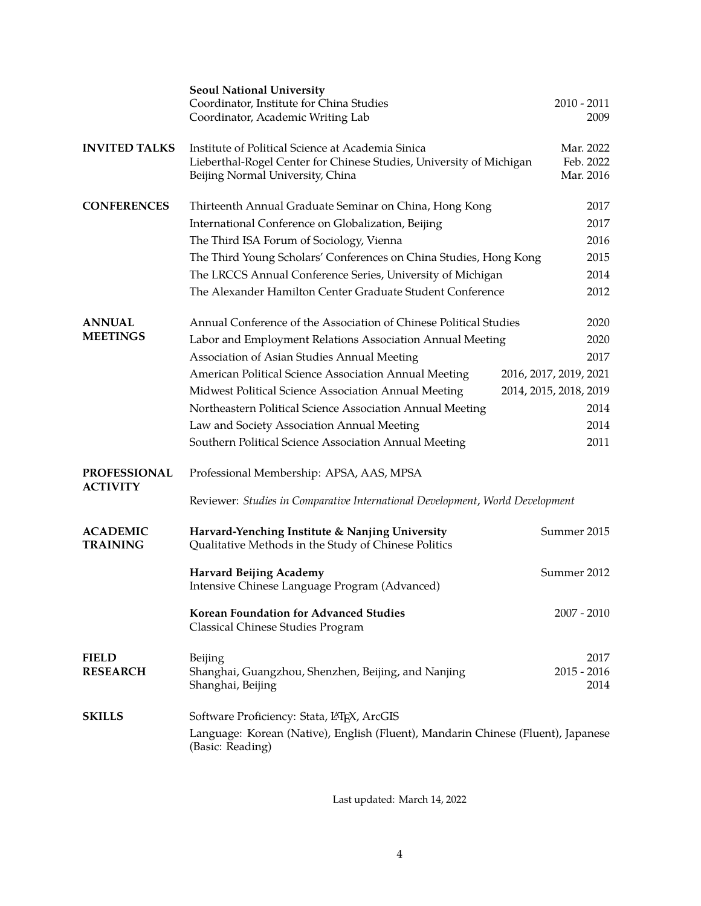**Seoul National University**
Coordinator, Institute for China Studies — 2010 - 2011
Coordinator, Academic Writing Lab — 2009

## INVITED TALKS

Institute of Political Science at Academia Sinica — Mar. 2022
Lieberthal-Rogel Center for Chinese Studies, University of Michigan — Feb. 2022
Beijing Normal University, China — Mar. 2016

## CONFERENCES

Thirteenth Annual Graduate Seminar on China, Hong Kong — 2017

International Conference on Globalization, Beijing — 2017

The Third ISA Forum of Sociology, Vienna — 2016

The Third Young Scholars' Conferences on China Studies, Hong Kong — 2015

The LRCCS Annual Conference Series, University of Michigan — 2014

The Alexander Hamilton Center Graduate Student Conference — 2012

## ANNUAL MEETINGS

Annual Conference of the Association of Chinese Political Studies — 2020

Labor and Employment Relations Association Annual Meeting — 2020

Association of Asian Studies Annual Meeting — 2017

American Political Science Association Annual Meeting — 2016, 2017, 2019, 2021

Midwest Political Science Association Annual Meeting — 2014, 2015, 2018, 2019

Northeastern Political Science Association Annual Meeting — 2014

Law and Society Association Annual Meeting — 2014

Southern Political Science Association Annual Meeting — 2011

## PROFESSIONAL ACTIVITY

Professional Membership: APSA, AAS, MPSA

Reviewer: *Studies in Comparative International Development*, *World Development*

## ACADEMIC TRAINING

**Harvard-Yenching Institute & Nanjing University** — Summer 2015
Qualitative Methods in the Study of Chinese Politics

**Harvard Beijing Academy** — Summer 2012
Intensive Chinese Language Program (Advanced)

**Korean Foundation for Advanced Studies** — 2007 - 2010
Classical Chinese Studies Program

## FIELD RESEARCH

Beijing — 2017
Shanghai, Guangzhou, Shenzhen, Beijing, and Nanjing — 2015 - 2016
Shanghai, Beijing — 2014

## SKILLS

Software Proficiency: Stata, LaTeX, ArcGIS

Language: Korean (Native), English (Fluent), Mandarin Chinese (Fluent), Japanese (Basic: Reading)

Last updated: March 14, 2022